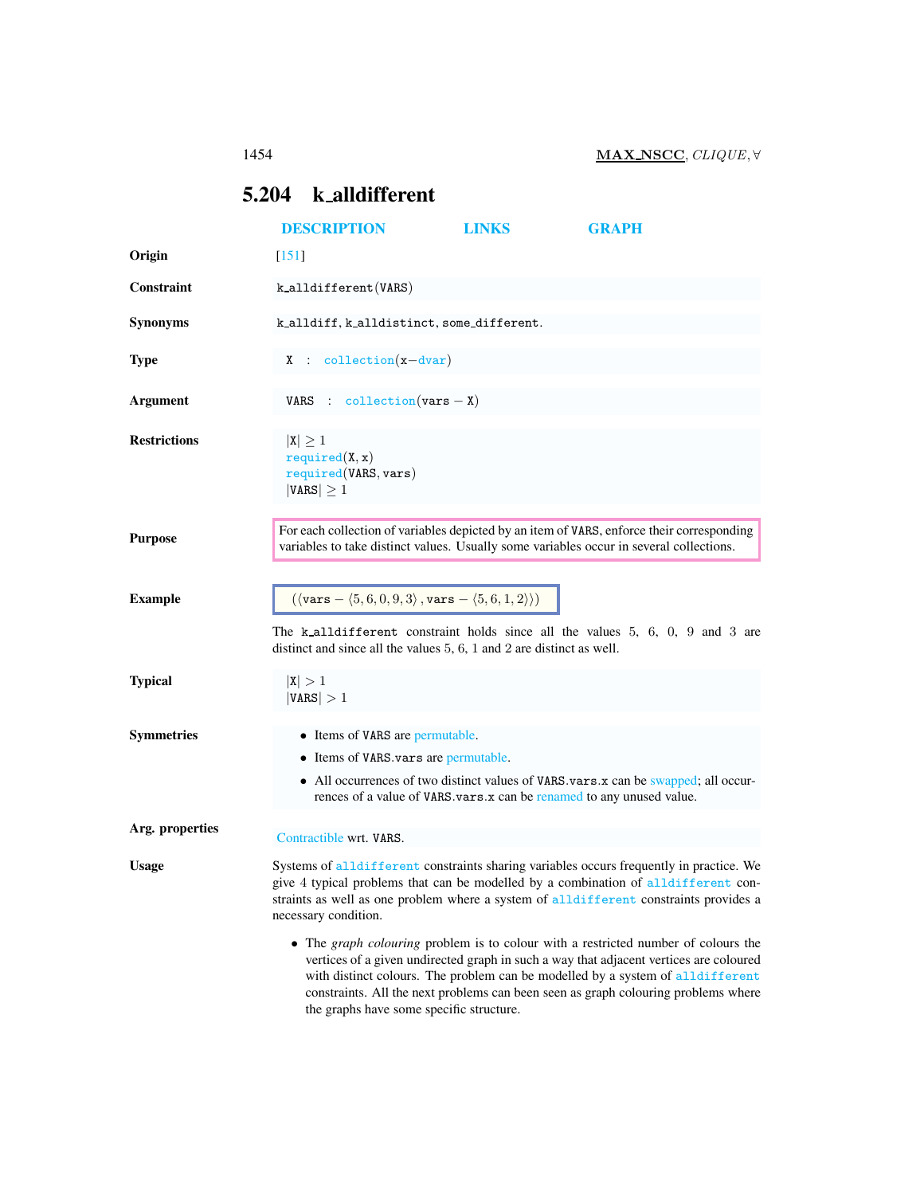## 5.204 k_alldifferent

DESCRIPTION LINKS GRAPH

**Origin** [151]

**Constraint** k_alldifferent(VARS)

**Synonyms** k_alldiff, k_alldistinct, some_different.

**Type** X : collection(x−dvar)

**Argument** VARS : collection(vars − X)

**Restrictions**
$|X| \geq 1$
required(X, x)
required(VARS, vars)
$|VARS| \geq 1$

**Purpose** For each collection of variables depicted by an item of VARS, enforce their corresponding variables to take distinct values. Usually some variables occur in several collections.

**Example**

$$(\langle \texttt{vars} - \langle 5, 6, 0, 9, 3\rangle, \texttt{vars} - \langle 5, 6, 1, 2\rangle\rangle)$$

The k_alldifferent constraint holds since all the values 5, 6, 0, 9 and 3 are distinct and since all the values 5, 6, 1 and 2 are distinct as well.

**Typical**
$|X| > 1$
$|VARS| > 1$

**Symmetries**

- Items of VARS are permutable.
- Items of VARS.vars are permutable.
- All occurrences of two distinct values of VARS.vars.x can be swapped; all occurrences of a value of VARS.vars.x can be renamed to any unused value.

**Arg. properties** Contractible wrt. VARS.

**Usage** Systems of alldifferent constraints sharing variables occurs frequently in practice. We give 4 typical problems that can be modelled by a combination of alldifferent constraints as well as one problem where a system of alldifferent constraints provides a necessary condition.

- The *graph colouring* problem is to colour with a restricted number of colours the vertices of a given undirected graph in such a way that adjacent vertices are coloured with distinct colours. The problem can be modelled by a system of alldifferent constraints. All the next problems can been seen as graph colouring problems where the graphs have some specific structure.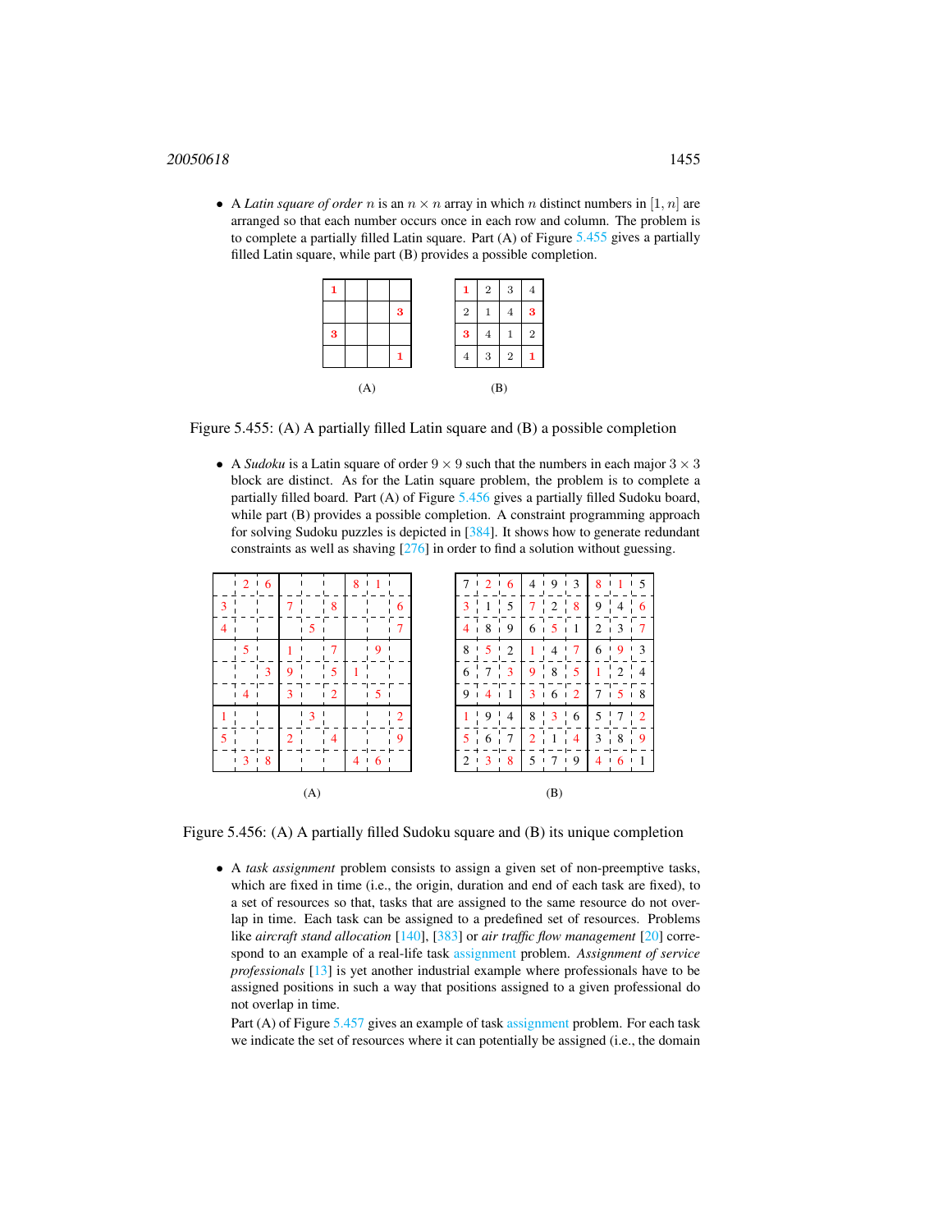- A *Latin square of order* $n$ is an $n \times n$ array in which $n$ distinct numbers in $[1, n]$ are arranged so that each number occurs once in each row and column. The problem is to complete a partially filled Latin square. Part (A) of Figure 5.455 gives a partially filled Latin square, while part (B) provides a possible completion.

(A)

| | | | |
|---|---|---|---|
| 1 | | | |
| | | | 3 |
| 3 | | | |
| | | | 1 |

(B)

| | | | |
|---|---|---|---|
| 1 | 2 | 3 | 4 |
| 2 | 1 | 4 | 3 |
| 3 | 4 | 1 | 2 |
| 4 | 3 | 2 | 1 |

Figure 5.455: (A) A partially filled Latin square and (B) a possible completion

- A *Sudoku* is a Latin square of order $9 \times 9$ such that the numbers in each major $3 \times 3$ block are distinct. As for the Latin square problem, the problem is to complete a partially filled board. Part (A) of Figure 5.456 gives a partially filled Sudoku board, while part (B) provides a possible completion. A constraint programming approach for solving Sudoku puzzles is depicted in [384]. It shows how to generate redundant constraints as well as shaving [276] in order to find a solution without guessing.

(A)

| | | | | | | | | |
|---|---|---|---|---|---|---|---|---|
| | 2 | 6 | | | | 8 | 1 | |
| 3 | | | 7 | | 8 | | | 6 |
| 4 | | | | 5 | | | | 7 |
| | 5 | | 1 | | 7 | | 9 | |
| | | 3 | 9 | | 5 | 1 | | |
| | 4 | | 3 | | 2 | | 5 | |
| 1 | | | | 3 | | | | 2 |
| 5 | | | 2 | | 4 | | | 9 |
| | 3 | 8 | | | | 4 | 6 | |

(B)

| | | | | | | | | |
|---|---|---|---|---|---|---|---|---|
| 7 | 2 | 6 | 4 | 9 | 3 | 8 | 1 | 5 |
| 3 | 1 | 5 | 7 | 2 | 8 | 9 | 4 | 6 |
| 4 | 8 | 9 | 6 | 5 | 1 | 2 | 3 | 7 |
| 8 | 5 | 2 | 1 | 4 | 7 | 6 | 9 | 3 |
| 6 | 7 | 3 | 9 | 8 | 5 | 1 | 2 | 4 |
| 9 | 4 | 1 | 3 | 6 | 2 | 7 | 5 | 8 |
| 1 | 9 | 4 | 8 | 3 | 6 | 5 | 7 | 2 |
| 5 | 6 | 7 | 2 | 1 | 4 | 3 | 8 | 9 |
| 2 | 3 | 8 | 5 | 7 | 9 | 4 | 6 | 1 |

Figure 5.456: (A) A partially filled Sudoku square and (B) its unique completion

- A *task assignment* problem consists to assign a given set of non-preemptive tasks, which are fixed in time (i.e., the origin, duration and end of each task are fixed), to a set of resources so that, tasks that are assigned to the same resource do not overlap in time. Each task can be assigned to a predefined set of resources. Problems like *aircraft stand allocation* [140], [383] or *air traffic flow management* [20] correspond to an example of a real-life task assignment problem. *Assignment of service professionals* [13] is yet another industrial example where professionals have to be assigned positions in such a way that positions assigned to a given professional do not overlap in time.
  Part (A) of Figure 5.457 gives an example of task assignment problem. For each task we indicate the set of resources where it can potentially be assigned (i.e., the domain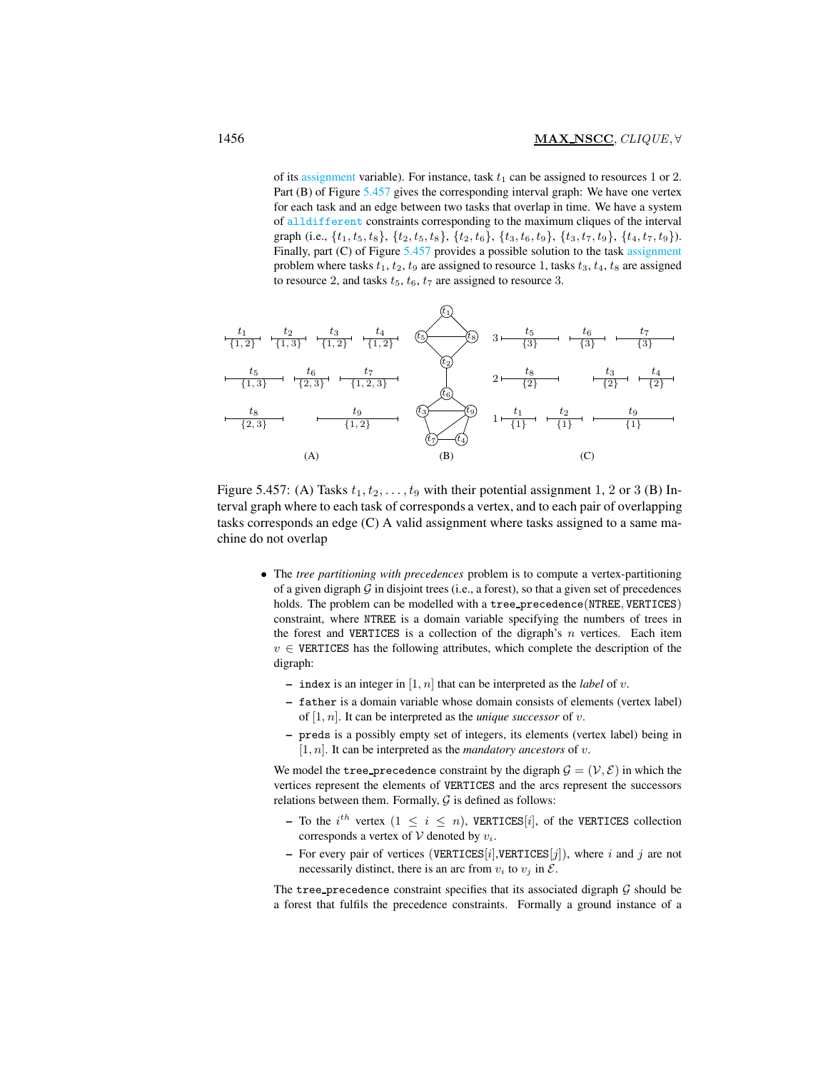of its assignment variable). For instance, task $t_1$ can be assigned to resources 1 or 2. Part (B) of Figure 5.457 gives the corresponding interval graph: We have one vertex for each task and an edge between two tasks that overlap in time. We have a system of `alldifferent` constraints corresponding to the maximum cliques of the interval graph (i.e., $\{t_1, t_5, t_8\}$, $\{t_2, t_5, t_8\}$, $\{t_2, t_6\}$, $\{t_3, t_6, t_9\}$, $\{t_3, t_7, t_9\}$, $\{t_4, t_7, t_9\}$). Finally, part (C) of Figure 5.457 provides a possible solution to the task assignment problem where tasks $t_1, t_2, t_9$ are assigned to resource 1, tasks $t_3, t_4, t_8$ are assigned to resource 2, and tasks $t_5$, $t_6$, $t_7$ are assigned to resource 3.

Figure 5.457: (A) Tasks $t_1, t_2, \ldots, t_9$ with their potential assignment 1, 2 or 3 (B) Interval graph where to each task of corresponds a vertex, and to each pair of overlapping tasks corresponds an edge (C) A valid assignment where tasks assigned to a same machine do not overlap

- The *tree partitioning with precedences* problem is to compute a vertex-partitioning of a given digraph $\mathcal{G}$ in disjoint trees (i.e., a forest), so that a given set of precedences holds. The problem can be modelled with a `tree_precedence(NTREE, VERTICES)` constraint, where `NTREE` is a domain variable specifying the numbers of trees in the forest and `VERTICES` is a collection of the digraph's $n$ vertices. Each item $v \in$ `VERTICES` has the following attributes, which complete the description of the digraph:

  - `index` is an integer in $[1, n]$ that can be interpreted as the *label* of $v$.
  - `father` is a domain variable whose domain consists of elements (vertex label) of $[1, n]$. It can be interpreted as the *unique successor* of $v$.
  - `preds` is a possibly empty set of integers, its elements (vertex label) being in $[1, n]$. It can be interpreted as the *mandatory ancestors* of $v$.

  We model the `tree_precedence` constraint by the digraph $\mathcal{G} = (\mathcal{V}, \mathcal{E})$ in which the vertices represent the elements of `VERTICES` and the arcs represent the successors relations between them. Formally, $\mathcal{G}$ is defined as follows:

  - To the $i^{th}$ vertex ($1 \leq i \leq n$), `VERTICES`$[i]$, of the `VERTICES` collection corresponds a vertex of $\mathcal{V}$ denoted by $v_i$.
  - For every pair of vertices (`VERTICES`$[i]$,`VERTICES`$[j]$), where $i$ and $j$ are not necessarily distinct, there is an arc from $v_i$ to $v_j$ in $\mathcal{E}$.

  The `tree_precedence` constraint specifies that its associated digraph $\mathcal{G}$ should be a forest that fulfils the precedence constraints. Formally a ground instance of a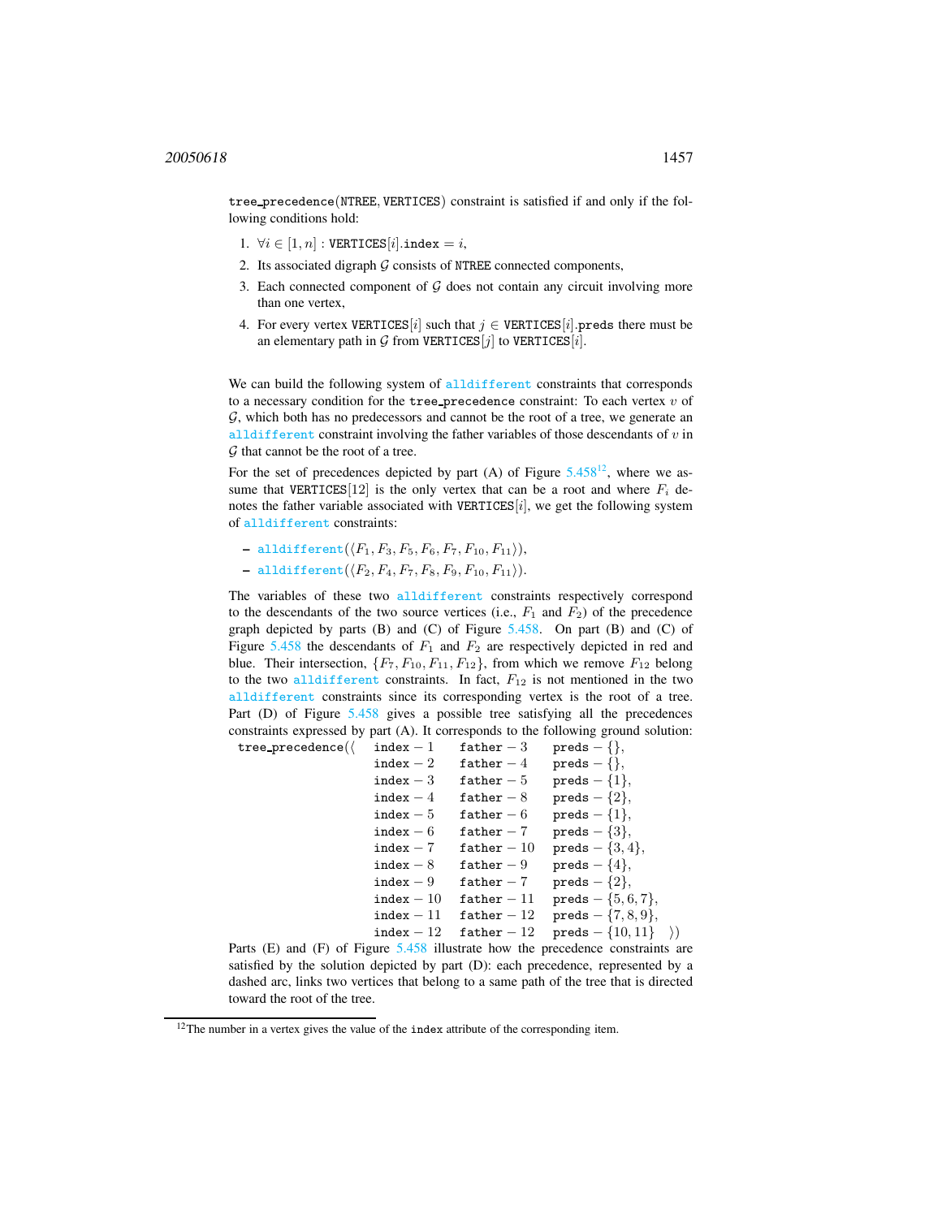tree_precedence(NTREE, VERTICES) constraint is satisfied if and only if the following conditions hold:

1. $\forall i \in [1, n]$ : VERTICES$[i]$.index $= i$,
2. Its associated digraph $\mathcal{G}$ consists of NTREE connected components,
3. Each connected component of $\mathcal{G}$ does not contain any circuit involving more than one vertex,
4. For every vertex VERTICES$[i]$ such that $j \in$ VERTICES$[i]$.preds there must be an elementary path in $\mathcal{G}$ from VERTICES$[j]$ to VERTICES$[i]$.

We can build the following system of alldifferent constraints that corresponds to a necessary condition for the tree_precedence constraint: To each vertex $v$ of $\mathcal{G}$, which both has no predecessors and cannot be the root of a tree, we generate an alldifferent constraint involving the father variables of those descendants of $v$ in $\mathcal{G}$ that cannot be the root of a tree.

For the set of precedences depicted by part (A) of Figure 5.458[12], where we assume that VERTICES[12] is the only vertex that can be a root and where $F_i$ denotes the father variable associated with VERTICES$[i]$, we get the following system of alldifferent constraints:

- alldifferent$(\langle F_1, F_3, F_5, F_6, F_7, F_{10}, F_{11}\rangle)$,
- alldifferent$(\langle F_2, F_4, F_7, F_8, F_9, F_{10}, F_{11}\rangle)$.

The variables of these two alldifferent constraints respectively correspond to the descendants of the two source vertices (i.e., $F_1$ and $F_2$) of the precedence graph depicted by parts (B) and (C) of Figure 5.458. On part (B) and (C) of Figure 5.458 the descendants of $F_1$ and $F_2$ are respectively depicted in red and blue. Their intersection, $\{F_7, F_{10}, F_{11}, F_{12}\}$, from which we remove $F_{12}$ belong to the two alldifferent constraints. In fact, $F_{12}$ is not mentioned in the two alldifferent constraints since its corresponding vertex is the root of a tree. Part (D) of Figure 5.458 gives a possible tree satisfying all the precedences constraints expressed by part (A). It corresponds to the following ground solution:

```
tree_precedence(⟨ index − 1    father − 3     preds − {},
                  index − 2    father − 4     preds − {},
                  index − 3    father − 5     preds − {1},
                  index − 4    father − 8     preds − {2},
                  index − 5    father − 6     preds − {1},
                  index − 6    father − 7     preds − {3},
                  index − 7    father − 10    preds − {3, 4},
                  index − 8    father − 9     preds − {4},
                  index − 9    father − 7     preds − {2},
                  index − 10   father − 11    preds − {5, 6, 7},
                  index − 11   father − 12    preds − {7, 8, 9},
                  index − 12   father − 12    preds − {10, 11}   ⟩)
```

Parts (E) and (F) of Figure 5.458 illustrate how the precedence constraints are satisfied by the solution depicted by part (D): each precedence, represented by a dashed arc, links two vertices that belong to a same path of the tree that is directed toward the root of the tree.

[12] The number in a vertex gives the value of the index attribute of the corresponding item.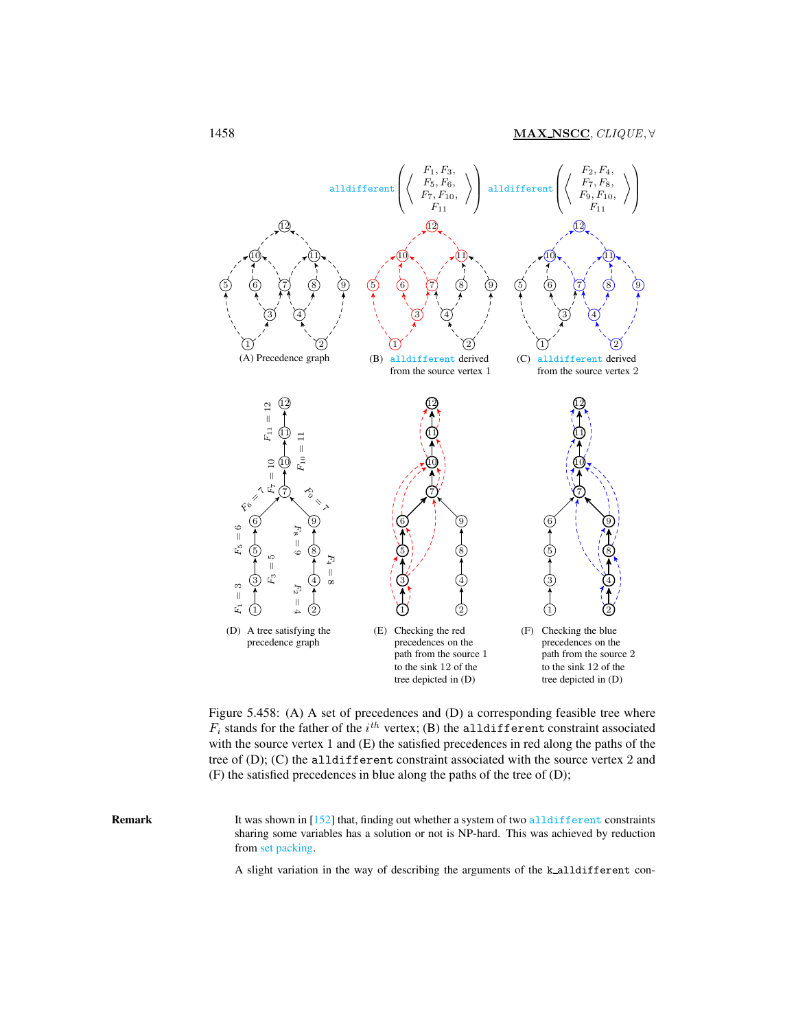alldifferent $\left(\left\langle \begin{array}{c} F_1, F_3, \\ F_5, F_6, \\ F_7, F_{10}, \\ F_{11} \end{array} \right\rangle\right)$ alldifferent $\left(\left\langle \begin{array}{c} F_2, F_4, \\ F_7, F_8, \\ F_9, F_{10}, \\ F_{11} \end{array} \right\rangle\right)$

(A) Precedence graph

(B) alldifferent derived from the source vertex 1

(C) alldifferent derived from the source vertex 2

(D) A tree satisfying the precedence graph

(E) Checking the red precedences on the path from the source 1 to the sink 12 of the tree depicted in (D)

(F) Checking the blue precedences on the path from the source 2 to the sink 12 of the tree depicted in (D)

Figure 5.458: (A) A set of precedences and (D) a corresponding feasible tree where $F_i$ stands for the father of the $i^{th}$ vertex; (B) the alldifferent constraint associated with the source vertex 1 and (E) the satisfied precedences in red along the paths of the tree of (D); (C) the alldifferent constraint associated with the source vertex 2 and (F) the satisfied precedences in blue along the paths of the tree of (D);

**Remark**

It was shown in [152] that, finding out whether a system of two alldifferent constraints sharing some variables has a solution or not is NP-hard. This was achieved by reduction from set packing.

A slight variation in the way of describing the arguments of the k_alldifferent con-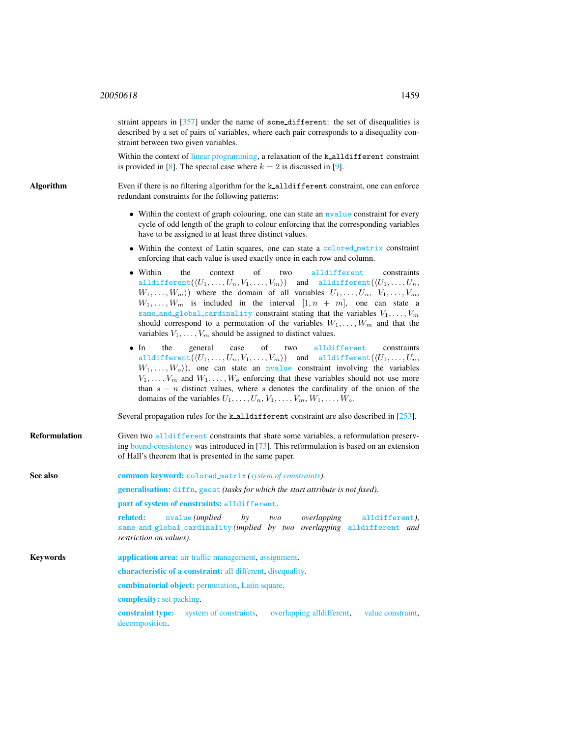straint appears in [357] under the name of some_different: the set of disequalities is described by a set of pairs of variables, where each pair corresponds to a disequality constraint between two given variables.

Within the context of linear programming, a relaxation of the k_alldifferent constraint is provided in [8]. The special case where $k = 2$ is discussed in [9].

**Algorithm**

Even if there is no filtering algorithm for the k_alldifferent constraint, one can enforce redundant constraints for the following patterns:

- Within the context of graph colouring, one can state an nvalue constraint for every cycle of odd length of the graph to colour enforcing that the corresponding variables have to be assigned to at least three distinct values.
- Within the context of Latin squares, one can state a colored_matrix constraint enforcing that each value is used exactly once in each row and column.
- Within the context of two alldifferent constraints alldifferent($\langle U_1, \ldots, U_n, V_1, \ldots, V_m \rangle$) and alldifferent($\langle U_1, \ldots, U_n, W_1, \ldots, W_m \rangle$) where the domain of all variables $U_1, \ldots, U_n$, $V_1, \ldots, V_m$, $W_1, \ldots, W_m$ is included in the interval $[1, n+m]$, one can state a same_and_global_cardinality constraint stating that the variables $V_1, \ldots, V_m$ should correspond to a permutation of the variables $W_1, \ldots, W_m$ and that the variables $V_1, \ldots, V_m$ should be assigned to distinct values.
- In the general case of two alldifferent constraints alldifferent($\langle U_1, \ldots, U_n, V_1, \ldots, V_m \rangle$) and alldifferent($\langle U_1, \ldots, U_n, W_1, \ldots, W_o \rangle$), one can state an nvalue constraint involving the variables $V_1, \ldots, V_m$ and $W_1, \ldots, W_o$ enforcing that these variables should not use more than $s - n$ distinct values, where $s$ denotes the cardinality of the union of the domains of the variables $U_1, \ldots, U_n, V_1, \ldots, V_m, W_1, \ldots, W_o$.

Several propagation rules for the k_alldifferent constraint are also described in [253].

**Reformulation**

Given two alldifferent constraints that share some variables, a reformulation preserving bound-consistency was introduced in [73]. This reformulation is based on an extension of Hall's theorem that is presented in the same paper.

**See also**

**common keyword:** colored_matrix *(system of constraints)*.

**generalisation:** diffn, geost *(tasks for which the start attribute is not fixed)*.

**part of system of constraints:** alldifferent.

**related:** nvalue *(implied by two overlapping alldifferent)*, same_and_global_cardinality *(implied by two overlapping alldifferent and restriction on values)*.

**Keywords**

**application area:** air traffic management, assignment.

**characteristic of a constraint:** all different, disequality.

**combinatorial object:** permutation, Latin square.

**complexity:** set packing.

**constraint type:** system of constraints, overlapping alldifferent, value constraint, decomposition.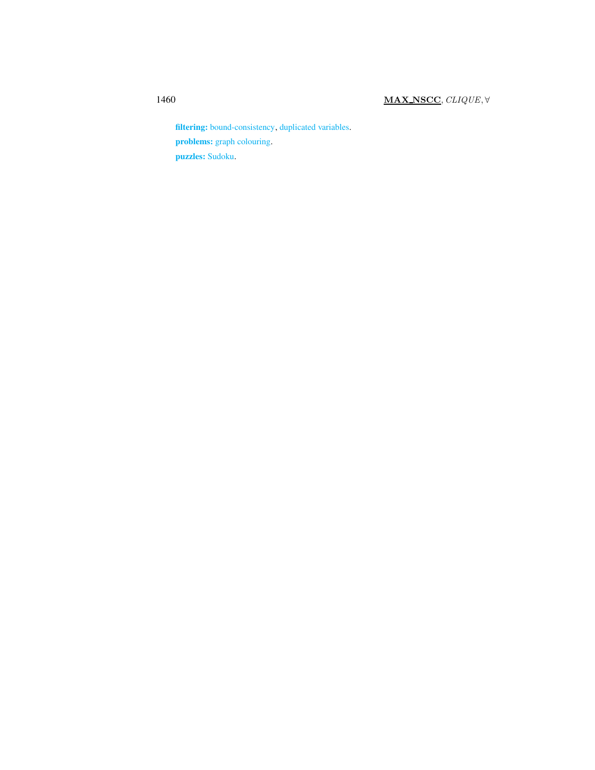**filtering:** bound-consistency, duplicated variables.

**problems:** graph colouring.

**puzzles:** Sudoku.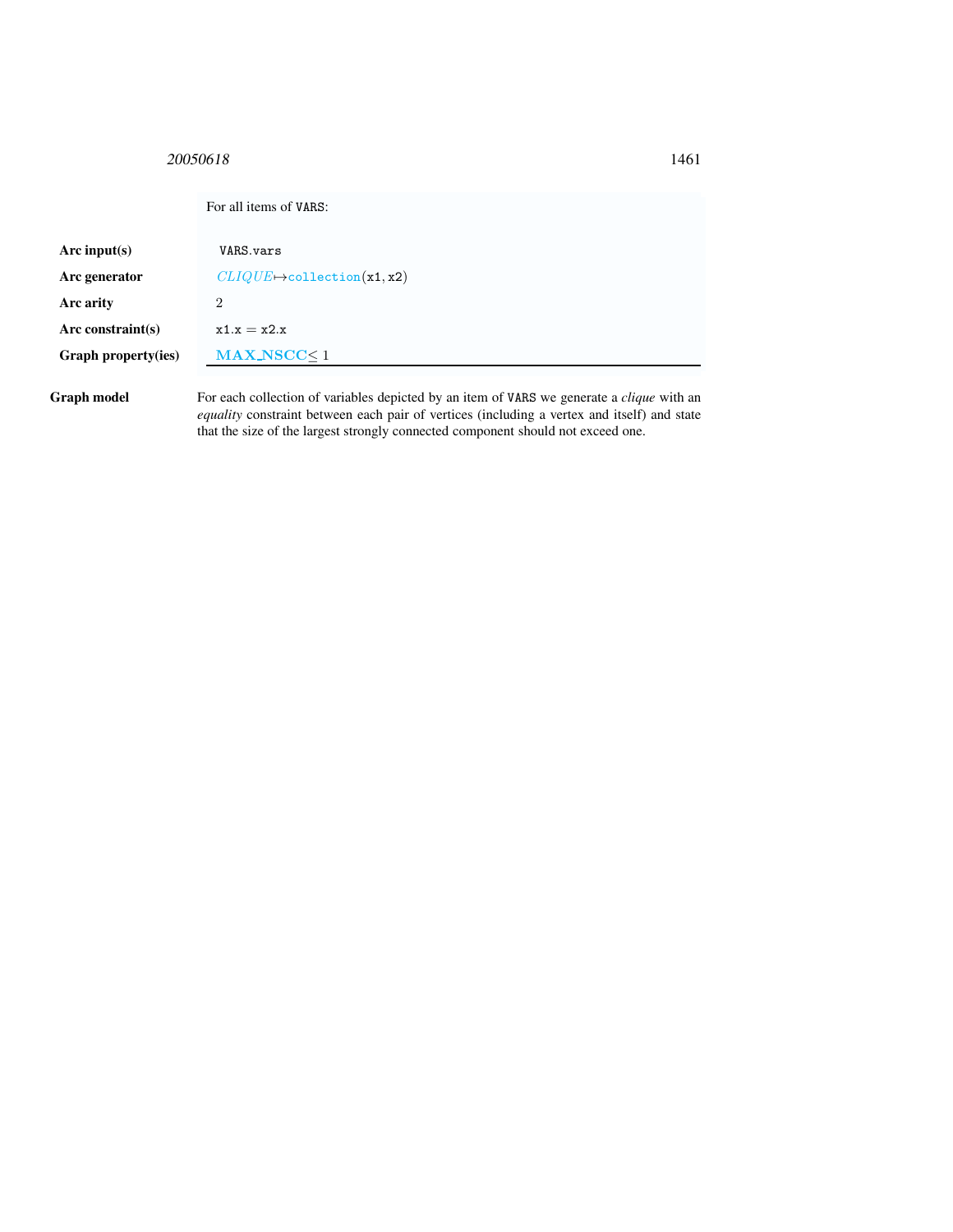For all items of VARS:

| | |
|---|---|
| **Arc input(s)** | VARS.vars |
| **Arc generator** | *CLIQUE*↦collection(x1, x2) |
| **Arc arity** | 2 |
| **Arc constraint(s)** | x1.x = x2.x |
| **Graph property(ies)** | **MAX_NSCC** ≤ 1 |

**Graph model** For each collection of variables depicted by an item of VARS we generate a *clique* with an *equality* constraint between each pair of vertices (including a vertex and itself) and state that the size of the largest strongly connected component should not exceed one.